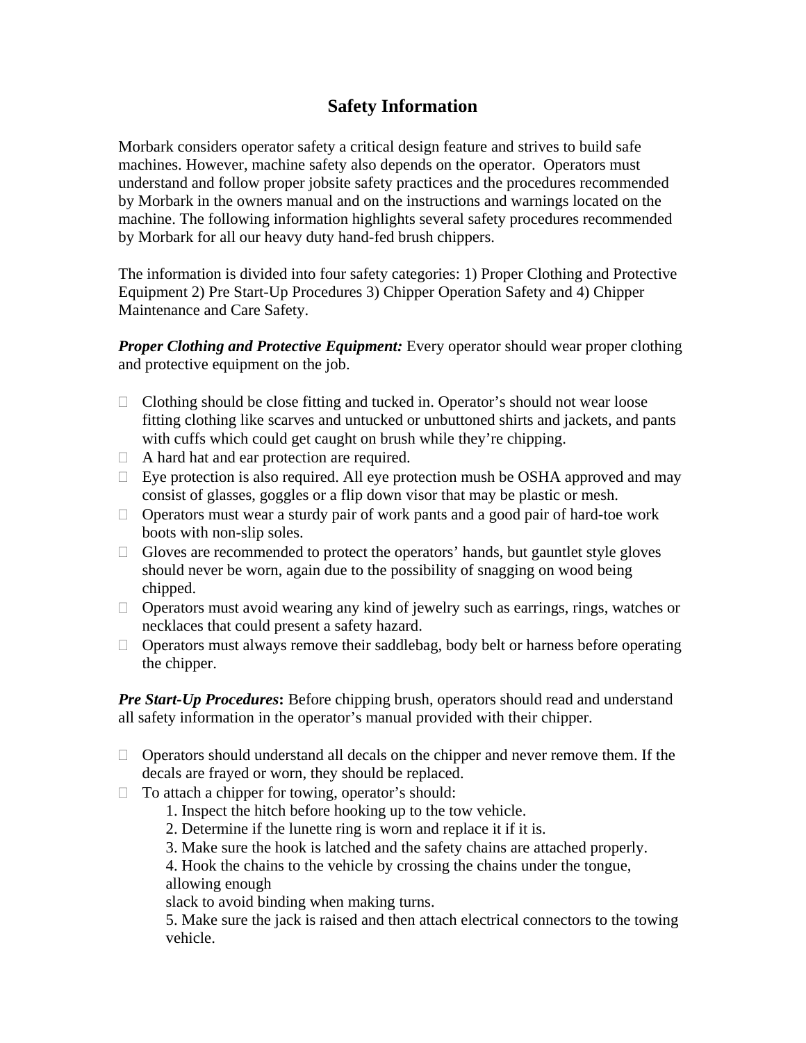# Safety Information

Morbark considers operator safety a critical design feature and strives to build safe machines. However, machine safety also depends on the operator. Operators must understand and follow proper jobsite safety practices and the procedures recommended by Morbark in the owners manual and on the instructions and warnings located on the machine. The following information highlights several safety procedures recommended by Morbark for all our heavy duty hand-fed brush chippers.

The information is divided into four safety categories: 1) Proper Clothing and Protective Equipment 2) Pre Start-Up Procedures 3) Chipper Operation Safety and 4) Chipper Maintenance and Care Safety.

***Proper Clothing and Protective Equipment:*** Every operator should wear proper clothing and protective equipment on the job.

- Clothing should be close fitting and tucked in. Operator's should not wear loose fitting clothing like scarves and untucked or unbuttoned shirts and jackets, and pants with cuffs which could get caught on brush while they're chipping.
- A hard hat and ear protection are required.
- Eye protection is also required. All eye protection mush be OSHA approved and may consist of glasses, goggles or a flip down visor that may be plastic or mesh.
- Operators must wear a sturdy pair of work pants and a good pair of hard-toe work boots with non-slip soles.
- Gloves are recommended to protect the operators' hands, but gauntlet style gloves should never be worn, again due to the possibility of snagging on wood being chipped.
- Operators must avoid wearing any kind of jewelry such as earrings, rings, watches or necklaces that could present a safety hazard.
- Operators must always remove their saddlebag, body belt or harness before operating the chipper.

***Pre Start-Up Procedures*****:** Before chipping brush, operators should read and understand all safety information in the operator's manual provided with their chipper.

- Operators should understand all decals on the chipper and never remove them. If the decals are frayed or worn, they should be replaced.
- To attach a chipper for towing, operator's should:
  1. Inspect the hitch before hooking up to the tow vehicle.
  2. Determine if the lunette ring is worn and replace it if it is.
  3. Make sure the hook is latched and the safety chains are attached properly.
  4. Hook the chains to the vehicle by crossing the chains under the tongue, allowing enough slack to avoid binding when making turns.
  5. Make sure the jack is raised and then attach electrical connectors to the towing vehicle.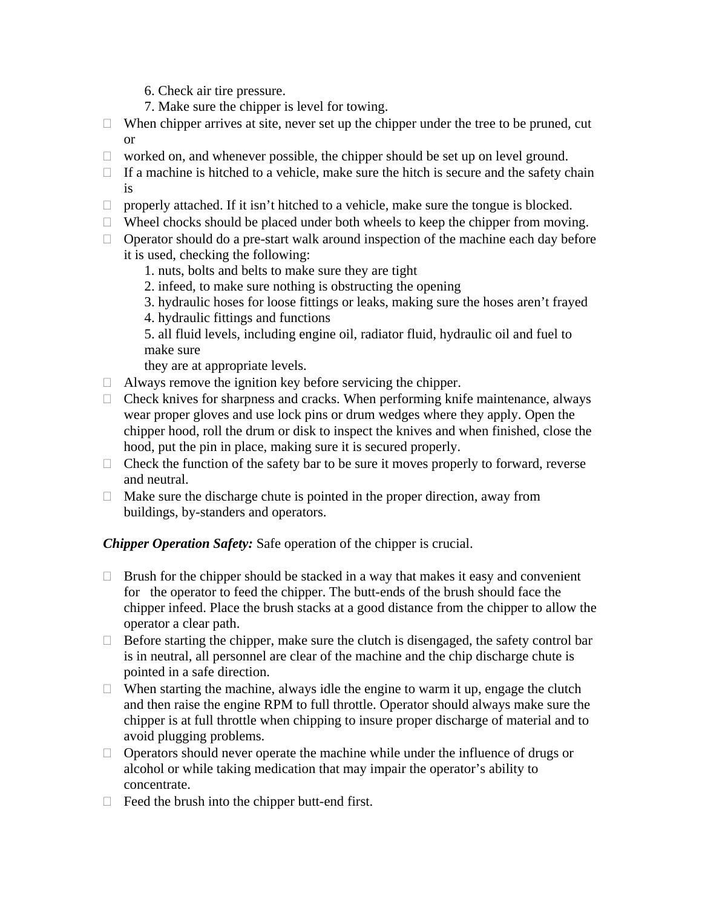6. Check air tire pressure.
7. Make sure the chipper is level for towing.

- When chipper arrives at site, never set up the chipper under the tree to be pruned, cut or
- worked on, and whenever possible, the chipper should be set up on level ground.
- If a machine is hitched to a vehicle, make sure the hitch is secure and the safety chain is
- properly attached. If it isn't hitched to a vehicle, make sure the tongue is blocked.
- Wheel chocks should be placed under both wheels to keep the chipper from moving.
- Operator should do a pre-start walk around inspection of the machine each day before it is used, checking the following:
  1. nuts, bolts and belts to make sure they are tight
  2. infeed, to make sure nothing is obstructing the opening
  3. hydraulic hoses for loose fittings or leaks, making sure the hoses aren't frayed
  4. hydraulic fittings and functions
  5. all fluid levels, including engine oil, radiator fluid, hydraulic oil and fuel to make sure they are at appropriate levels.
- Always remove the ignition key before servicing the chipper.
- Check knives for sharpness and cracks. When performing knife maintenance, always wear proper gloves and use lock pins or drum wedges where they apply. Open the chipper hood, roll the drum or disk to inspect the knives and when finished, close the hood, put the pin in place, making sure it is secured properly.
- Check the function of the safety bar to be sure it moves properly to forward, reverse and neutral.
- Make sure the discharge chute is pointed in the proper direction, away from buildings, by-standers and operators.

***Chipper Operation Safety:*** Safe operation of the chipper is crucial.

- Brush for the chipper should be stacked in a way that makes it easy and convenient for the operator to feed the chipper. The butt-ends of the brush should face the chipper infeed. Place the brush stacks at a good distance from the chipper to allow the operator a clear path.
- Before starting the chipper, make sure the clutch is disengaged, the safety control bar is in neutral, all personnel are clear of the machine and the chip discharge chute is pointed in a safe direction.
- When starting the machine, always idle the engine to warm it up, engage the clutch and then raise the engine RPM to full throttle. Operator should always make sure the chipper is at full throttle when chipping to insure proper discharge of material and to avoid plugging problems.
- Operators should never operate the machine while under the influence of drugs or alcohol or while taking medication that may impair the operator's ability to concentrate.
- Feed the brush into the chipper butt-end first.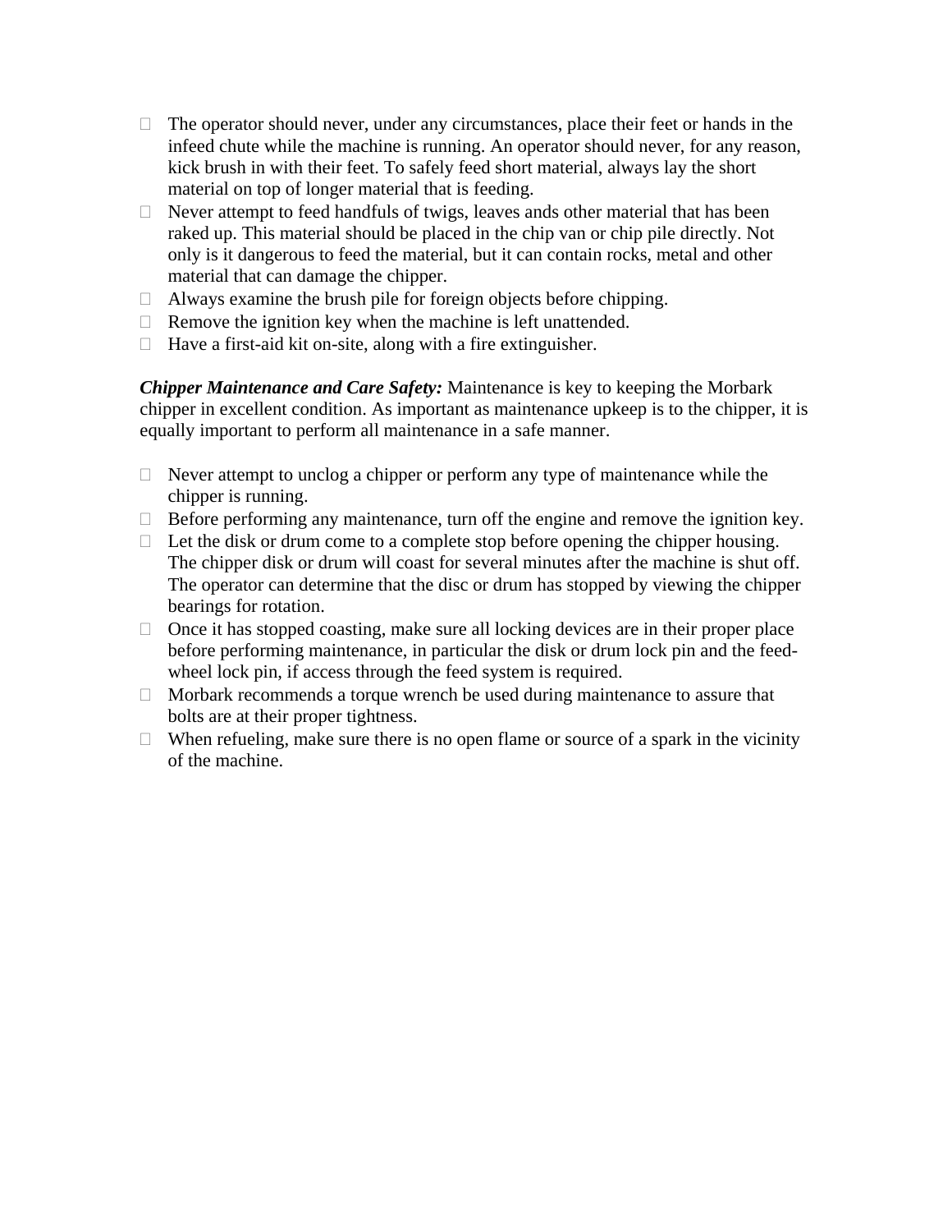- The operator should never, under any circumstances, place their feet or hands in the infeed chute while the machine is running. An operator should never, for any reason, kick brush in with their feet. To safely feed short material, always lay the short material on top of longer material that is feeding.
- Never attempt to feed handfuls of twigs, leaves ands other material that has been raked up. This material should be placed in the chip van or chip pile directly. Not only is it dangerous to feed the material, but it can contain rocks, metal and other material that can damage the chipper.
- Always examine the brush pile for foreign objects before chipping.
- Remove the ignition key when the machine is left unattended.
- Have a first-aid kit on-site, along with a fire extinguisher.

***Chipper Maintenance and Care Safety:*** Maintenance is key to keeping the Morbark chipper in excellent condition. As important as maintenance upkeep is to the chipper, it is equally important to perform all maintenance in a safe manner.

- Never attempt to unclog a chipper or perform any type of maintenance while the chipper is running.
- Before performing any maintenance, turn off the engine and remove the ignition key.
- Let the disk or drum come to a complete stop before opening the chipper housing. The chipper disk or drum will coast for several minutes after the machine is shut off. The operator can determine that the disc or drum has stopped by viewing the chipper bearings for rotation.
- Once it has stopped coasting, make sure all locking devices are in their proper place before performing maintenance, in particular the disk or drum lock pin and the feed-wheel lock pin, if access through the feed system is required.
- Morbark recommends a torque wrench be used during maintenance to assure that bolts are at their proper tightness.
- When refueling, make sure there is no open flame or source of a spark in the vicinity of the machine.